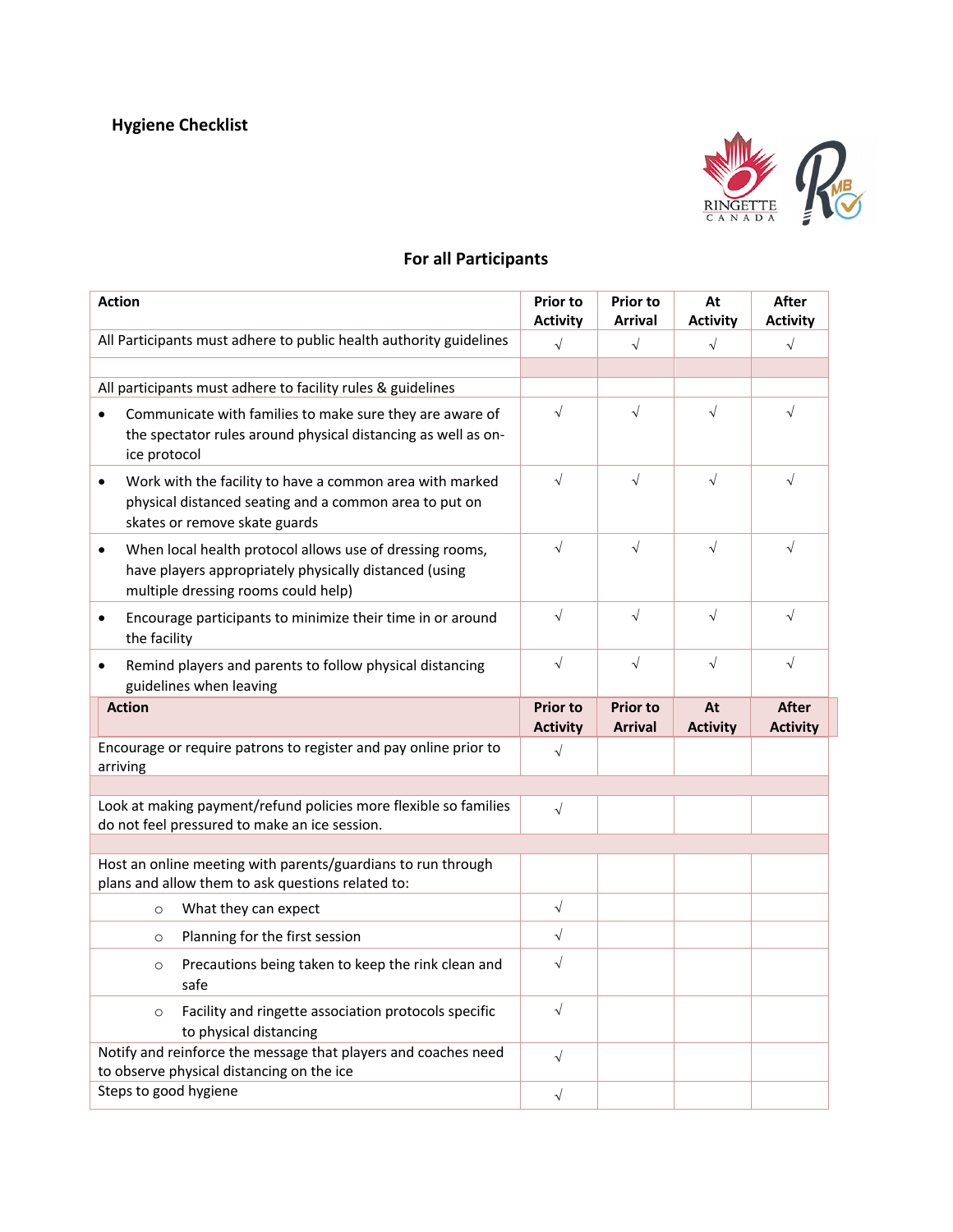**Hygiene Checklist**

## For all Participants

| Action | Prior to Activity | Prior to Arrival | At Activity | After Activity |
|---|---|---|---|---|
| All Participants must adhere to public health authority guidelines | √ | √ | √ | √ |
| | | | | |
| All participants must adhere to facility rules & guidelines | | | | |
| • Communicate with families to make sure they are aware of the spectator rules around physical distancing as well as on-ice protocol | √ | √ | √ | √ |
| • Work with the facility to have a common area with marked physical distanced seating and a common area to put on skates or remove skate guards | √ | √ | √ | √ |
| • When local health protocol allows use of dressing rooms, have players appropriately physically distanced (using multiple dressing rooms could help) | √ | √ | √ | √ |
| • Encourage participants to minimize their time in or around the facility | √ | √ | √ | √ |
| • Remind players and parents to follow physical distancing guidelines when leaving | √ | √ | √ | √ |
| **Action** | **Prior to Activity** | **Prior to Arrival** | **At Activity** | **After Activity** |
| Encourage or require patrons to register and pay online prior to arriving | √ | | | |
| | | | | |
| Look at making payment/refund policies more flexible so families do not feel pressured to make an ice session. | √ | | | |
| | | | | |
| Host an online meeting with parents/guardians to run through plans and allow them to ask questions related to: | | | | |
| ○ What they can expect | √ | | | |
| ○ Planning for the first session | √ | | | |
| ○ Precautions being taken to keep the rink clean and safe | √ | | | |
| ○ Facility and ringette association protocols specific to physical distancing | √ | | | |
| Notify and reinforce the message that players and coaches need to observe physical distancing on the ice | √ | | | |
| Steps to good hygiene | √ | | | |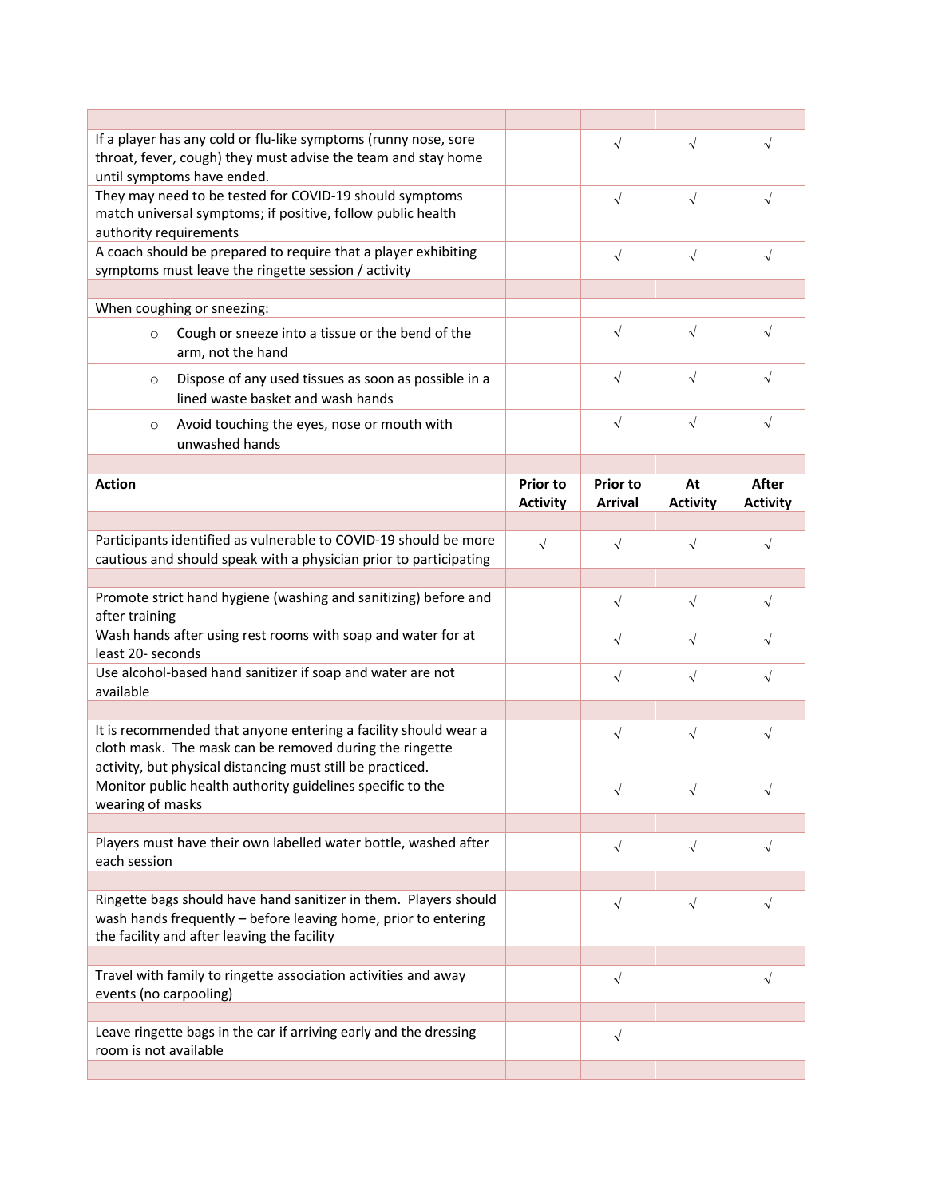| | | | | |
|---|---|---|---|---|
| | | | | |
| If a player has any cold or flu-like symptoms (runny nose, sore throat, fever, cough) they must advise the team and stay home until symptoms have ended. | | √ | √ | √ |
| They may need to be tested for COVID-19 should symptoms match universal symptoms; if positive, follow public health authority requirements | | √ | √ | √ |
| A coach should be prepared to require that a player exhibiting symptoms must leave the ringette session / activity | | √ | √ | √ |
| | | | | |
| When coughing or sneezing: | | | | |
| ○ Cough or sneeze into a tissue or the bend of the arm, not the hand | | √ | √ | √ |
| ○ Dispose of any used tissues as soon as possible in a lined waste basket and wash hands | | √ | √ | √ |
| ○ Avoid touching the eyes, nose or mouth with unwashed hands | | √ | √ | √ |
| | | | | |
| **Action** | **Prior to Activity** | **Prior to Arrival** | **At Activity** | **After Activity** |
| | | | | |
| Participants identified as vulnerable to COVID-19 should be more cautious and should speak with a physician prior to participating | √ | √ | √ | √ |
| | | | | |
| Promote strict hand hygiene (washing and sanitizing) before and after training | | √ | √ | √ |
| Wash hands after using rest rooms with soap and water for at least 20- seconds | | √ | √ | √ |
| Use alcohol-based hand sanitizer if soap and water are not available | | √ | √ | √ |
| | | | | |
| It is recommended that anyone entering a facility should wear a cloth mask. The mask can be removed during the ringette activity, but physical distancing must still be practiced. | | √ | √ | √ |
| Monitor public health authority guidelines specific to the wearing of masks | | √ | √ | √ |
| | | | | |
| Players must have their own labelled water bottle, washed after each session | | √ | √ | √ |
| | | | | |
| Ringette bags should have hand sanitizer in them. Players should wash hands frequently – before leaving home, prior to entering the facility and after leaving the facility | | √ | √ | √ |
| | | | | |
| Travel with family to ringette association activities and away events (no carpooling) | | √ | | √ |
| | | | | |
| Leave ringette bags in the car if arriving early and the dressing room is not available | | √ | | |
| | | | | |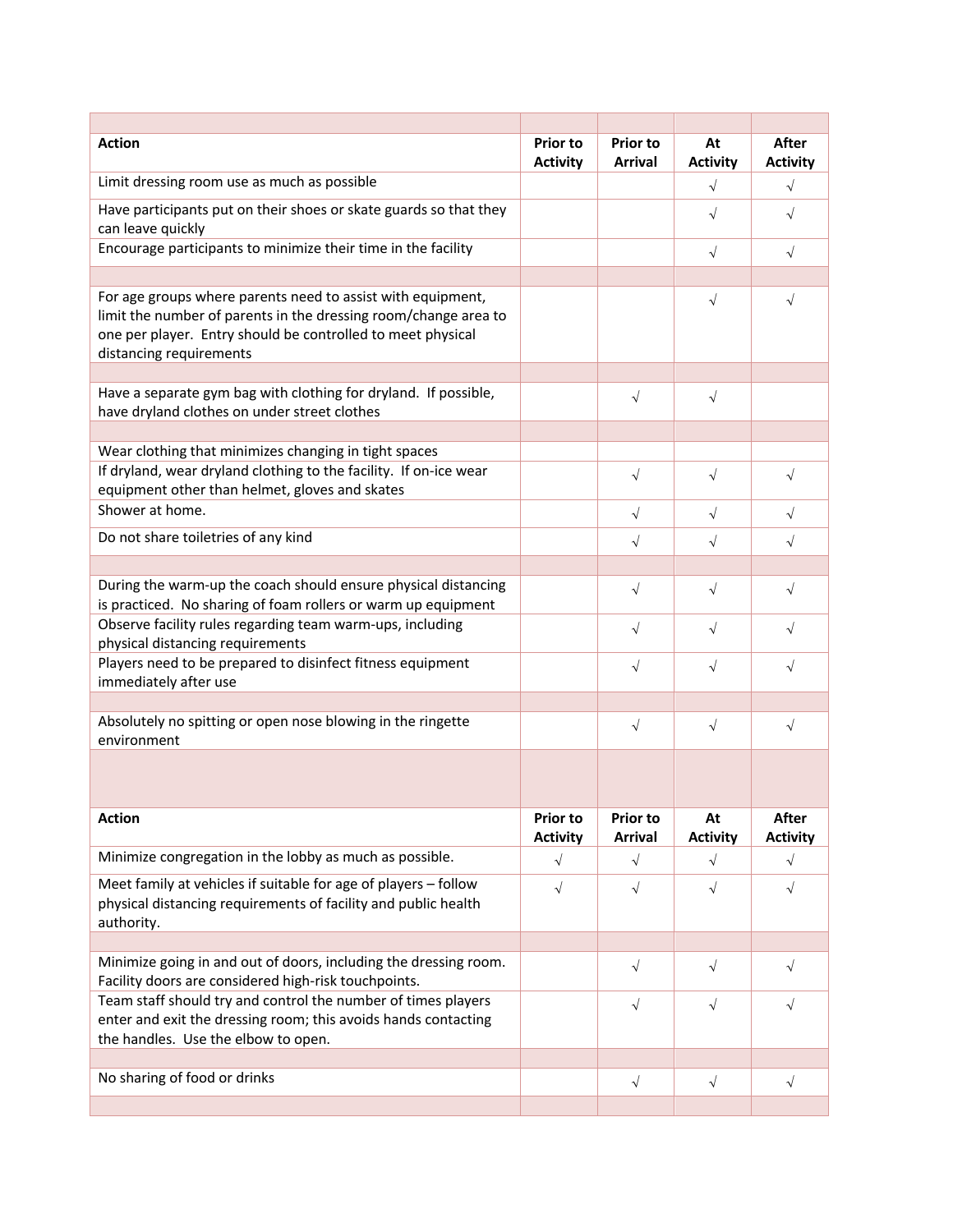| Action | Prior to Activity | Prior to Arrival | At Activity | After Activity |
|---|---|---|---|---|
| Limit dressing room use as much as possible | | | √ | √ |
| Have participants put on their shoes or skate guards so that they can leave quickly | | | √ | √ |
| Encourage participants to minimize their time in the facility | | | √ | √ |
| | | | | |
| For age groups where parents need to assist with equipment, limit the number of parents in the dressing room/change area to one per player. Entry should be controlled to meet physical distancing requirements | | | √ | √ |
| | | | | |
| Have a separate gym bag with clothing for dryland. If possible, have dryland clothes on under street clothes | | √ | √ | |
| | | | | |
| Wear clothing that minimizes changing in tight spaces | | | | |
| If dryland, wear dryland clothing to the facility. If on-ice wear equipment other than helmet, gloves and skates | | √ | √ | √ |
| Shower at home. | | √ | √ | √ |
| Do not share toiletries of any kind | | √ | √ | √ |
| | | | | |
| During the warm-up the coach should ensure physical distancing is practiced. No sharing of foam rollers or warm up equipment | | √ | √ | √ |
| Observe facility rules regarding team warm-ups, including physical distancing requirements | | √ | √ | √ |
| Players need to be prepared to disinfect fitness equipment immediately after use | | √ | √ | √ |
| | | | | |
| Absolutely no spitting or open nose blowing in the ringette environment | | √ | √ | √ |

| Action | Prior to Activity | Prior to Arrival | At Activity | After Activity |
|---|---|---|---|---|
| Minimize congregation in the lobby as much as possible. | √ | √ | √ | √ |
| Meet family at vehicles if suitable for age of players – follow physical distancing requirements of facility and public health authority. | √ | √ | √ | √ |
| | | | | |
| Minimize going in and out of doors, including the dressing room. Facility doors are considered high-risk touchpoints. | | √ | √ | √ |
| Team staff should try and control the number of times players enter and exit the dressing room; this avoids hands contacting the handles. Use the elbow to open. | | √ | √ | √ |
| | | | | |
| No sharing of food or drinks | | √ | √ | √ |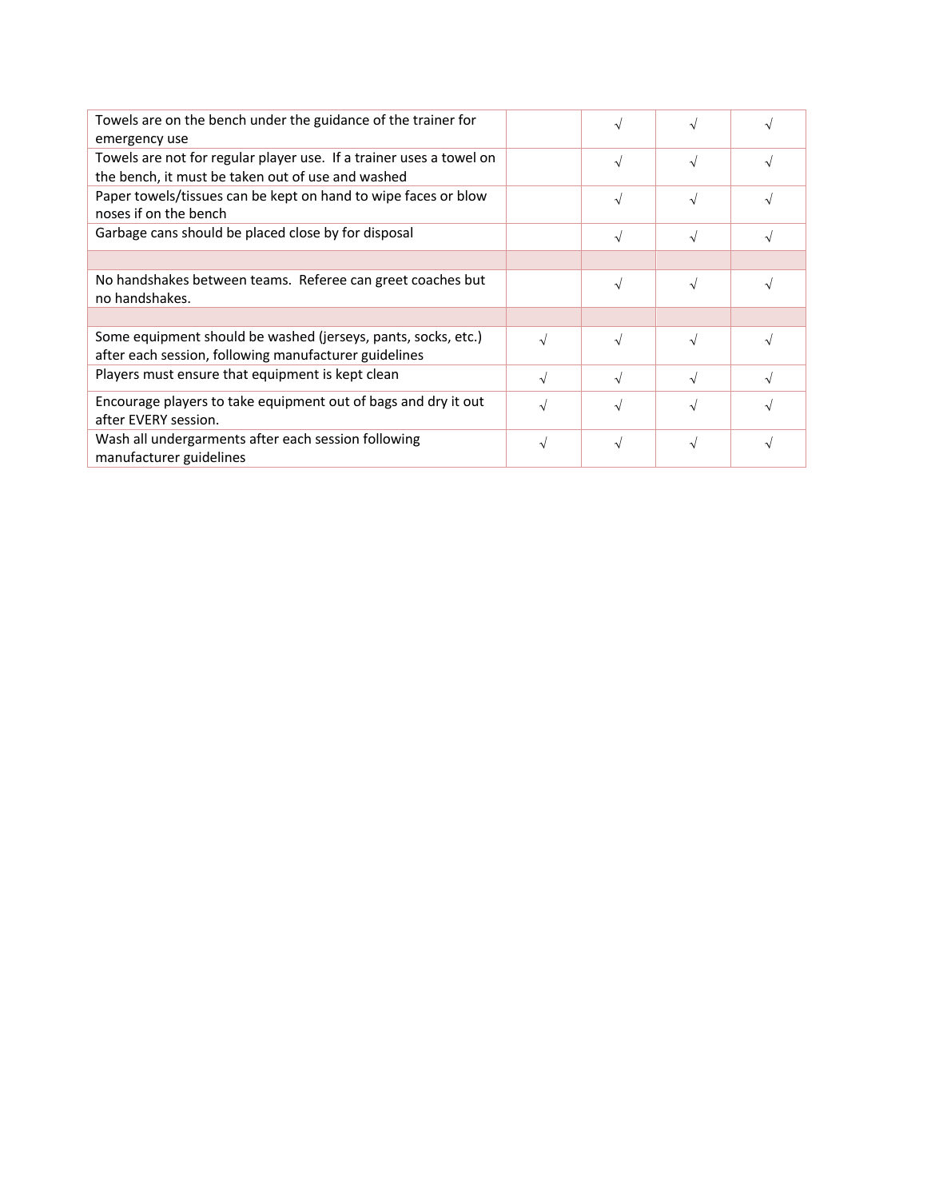| | | | | |
|---|---|---|---|---|
| Towels are on the bench under the guidance of the trainer for emergency use | | √ | √ | √ |
| Towels are not for regular player use. If a trainer uses a towel on the bench, it must be taken out of use and washed | | √ | √ | √ |
| Paper towels/tissues can be kept on hand to wipe faces or blow noses if on the bench | | √ | √ | √ |
| Garbage cans should be placed close by for disposal | | √ | √ | √ |
| | | | | |
| No handshakes between teams. Referee can greet coaches but no handshakes. | | √ | √ | √ |
| | | | | |
| Some equipment should be washed (jerseys, pants, socks, etc.) after each session, following manufacturer guidelines | √ | √ | √ | √ |
| Players must ensure that equipment is kept clean | √ | √ | √ | √ |
| Encourage players to take equipment out of bags and dry it out after EVERY session. | √ | √ | √ | √ |
| Wash all undergarments after each session following manufacturer guidelines | √ | √ | √ | √ |